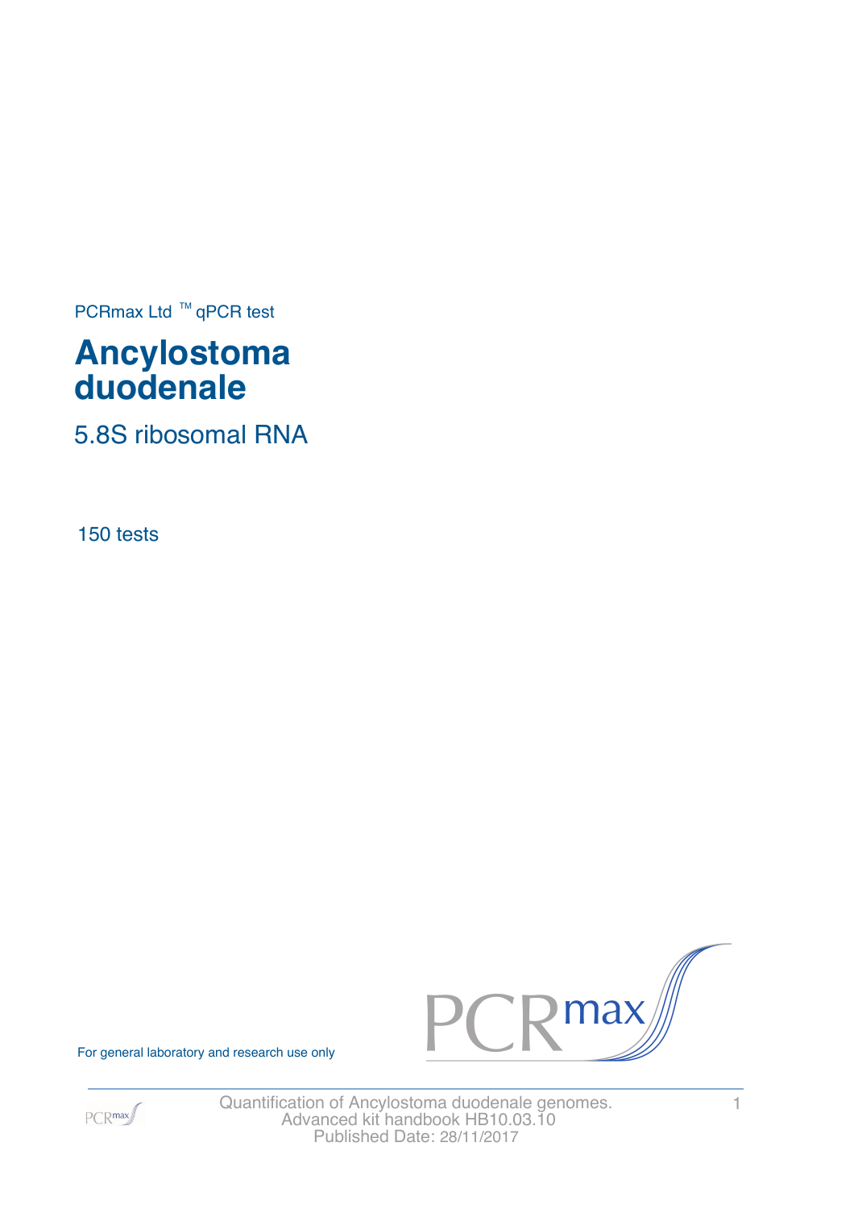PCRmax Ltd ™ qPCR test

# Ancylostoma duodenale

## 5.8S ribosomal RNA

150 tests

For general laboratory and research use only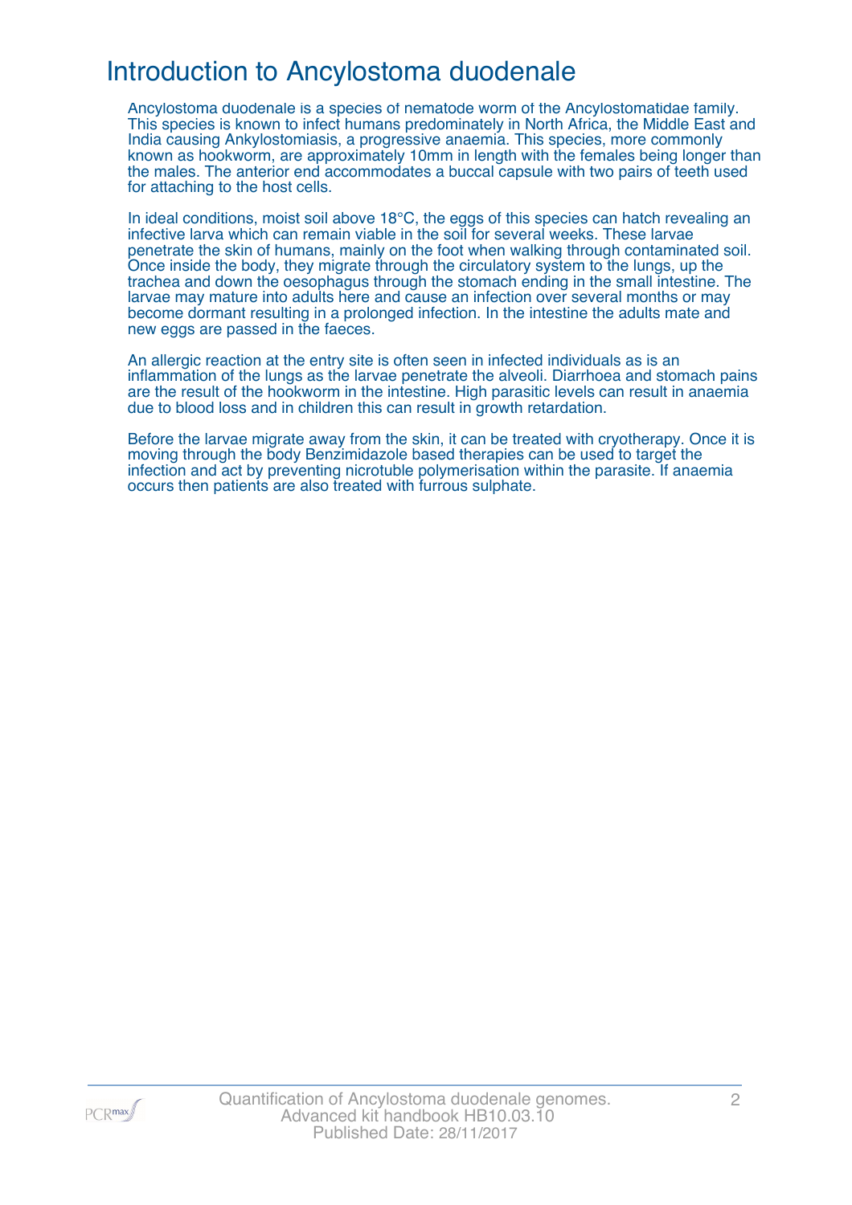# Introduction to Ancylostoma duodenale

Ancylostoma duodenale is a species of nematode worm of the Ancylostomatidae family. This species is known to infect humans predominately in North Africa, the Middle East and India causing Ankylostomiasis, a progressive anaemia. This species, more commonly known as hookworm, are approximately 10mm in length with the females being longer than the males. The anterior end accommodates a buccal capsule with two pairs of teeth used for attaching to the host cells.

In ideal conditions, moist soil above 18°C, the eggs of this species can hatch revealing an infective larva which can remain viable in the soil for several weeks. These larvae penetrate the skin of humans, mainly on the foot when walking through contaminated soil. Once inside the body, they migrate through the circulatory system to the lungs, up the trachea and down the oesophagus through the stomach ending in the small intestine. The larvae may mature into adults here and cause an infection over several months or may become dormant resulting in a prolonged infection. In the intestine the adults mate and new eggs are passed in the faeces.

An allergic reaction at the entry site is often seen in infected individuals as is an inflammation of the lungs as the larvae penetrate the alveoli. Diarrhoea and stomach pains are the result of the hookworm in the intestine. High parasitic levels can result in anaemia due to blood loss and in children this can result in growth retardation.

Before the larvae migrate away from the skin, it can be treated with cryotherapy. Once it is moving through the body Benzimidazole based therapies can be used to target the infection and act by preventing nicrotuble polymerisation within the parasite. If anaemia occurs then patients are also treated with furrous sulphate.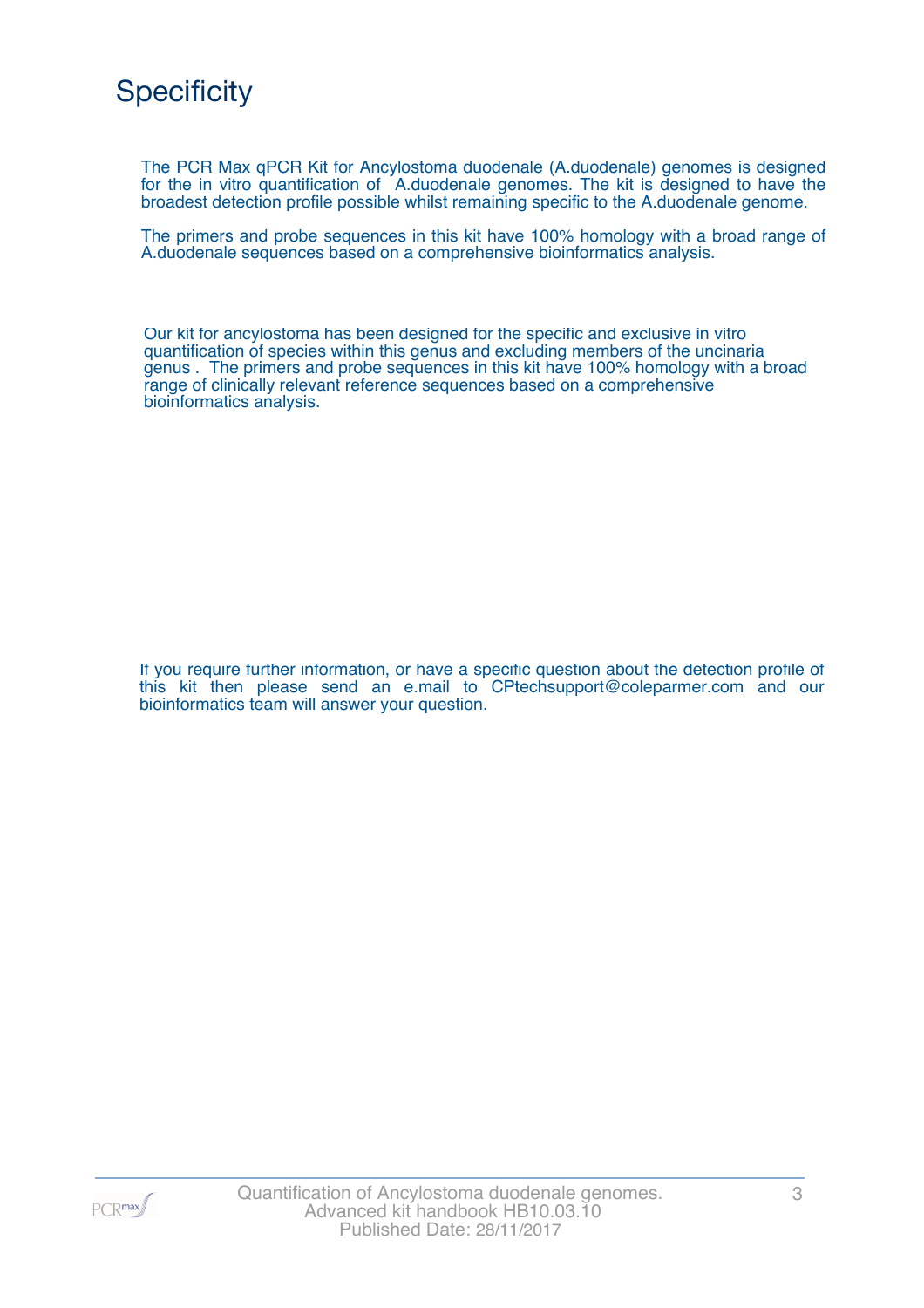# Specificity

The PCR Max qPCR Kit for Ancylostoma duodenale (A.duodenale) genomes is designed for the in vitro quantification of A.duodenale genomes. The kit is designed to have the broadest detection profile possible whilst remaining specific to the A.duodenale genome.

The primers and probe sequences in this kit have 100% homology with a broad range of A.duodenale sequences based on a comprehensive bioinformatics analysis.

Our kit for ancylostoma has been designed for the specific and exclusive in vitro quantification of species within this genus and excluding members of the uncinaria genus . The primers and probe sequences in this kit have 100% homology with a broad range of clinically relevant reference sequences based on a comprehensive bioinformatics analysis.

If you require further information, or have a specific question about the detection profile of this kit then please send an e.mail to CPtechsupport@coleparmer.com and our bioinformatics team will answer your question.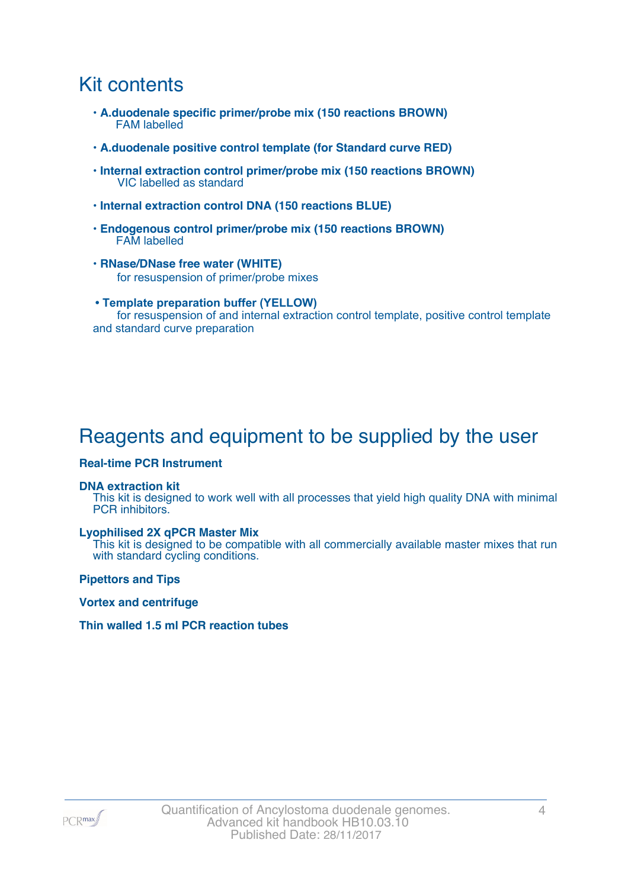## Kit contents

- **A.duodenale specific primer/probe mix (150 reactions BROWN)**
  FAM labelled
- **A.duodenale positive control template (for Standard curve RED)**
- **Internal extraction control primer/probe mix (150 reactions BROWN)**
  VIC labelled as standard
- **Internal extraction control DNA (150 reactions BLUE)**
- **Endogenous control primer/probe mix (150 reactions BROWN)**
  FAM labelled
- **RNase/DNase free water (WHITE)**
  for resuspension of primer/probe mixes
- **Template preparation buffer (YELLOW)**
  for resuspension of and internal extraction control template, positive control template and standard curve preparation

## Reagents and equipment to be supplied by the user

**Real-time PCR Instrument**

**DNA extraction kit**
This kit is designed to work well with all processes that yield high quality DNA with minimal PCR inhibitors.

**Lyophilised 2X qPCR Master Mix**
This kit is designed to be compatible with all commercially available master mixes that run with standard cycling conditions.

**Pipettors and Tips**

**Vortex and centrifuge**

**Thin walled 1.5 ml PCR reaction tubes**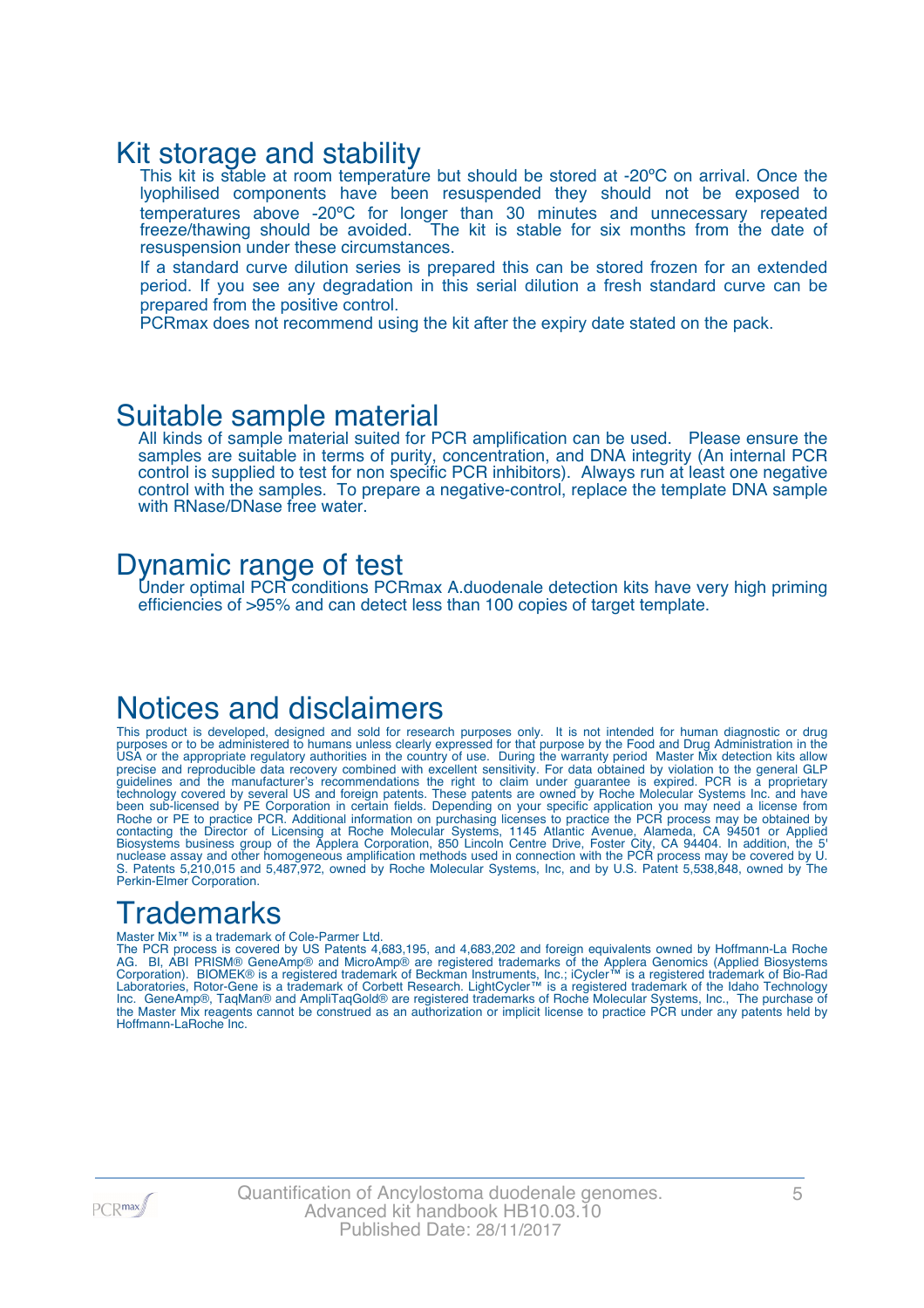# Kit storage and stability

This kit is stable at room temperature but should be stored at -20ºC on arrival. Once the lyophilised components have been resuspended they should not be exposed to temperatures above -20ºC for longer than 30 minutes and unnecessary repeated freeze/thawing should be avoided. The kit is stable for six months from the date of resuspension under these circumstances.

If a standard curve dilution series is prepared this can be stored frozen for an extended period. If you see any degradation in this serial dilution a fresh standard curve can be prepared from the positive control.

PCRmax does not recommend using the kit after the expiry date stated on the pack.

# Suitable sample material

All kinds of sample material suited for PCR amplification can be used. Please ensure the samples are suitable in terms of purity, concentration, and DNA integrity (An internal PCR control is supplied to test for non specific PCR inhibitors). Always run at least one negative control with the samples. To prepare a negative-control, replace the template DNA sample with RNase/DNase free water.

# Dynamic range of test

Under optimal PCR conditions PCRmax A.duodenale detection kits have very high priming efficiencies of >95% and can detect less than 100 copies of target template.

# Notices and disclaimers

This product is developed, designed and sold for research purposes only. It is not intended for human diagnostic or drug purposes or to be administered to humans unless clearly expressed for that purpose by the Food and Drug Administration in the USA or the appropriate regulatory authorities in the country of use. During the warranty period Master Mix detection kits allow precise and reproducible data recovery combined with excellent sensitivity. For data obtained by violation to the general GLP guidelines and the manufacturer's recommendations the right to claim under guarantee is expired. PCR is a proprietary technology covered by several US and foreign patents. These patents are owned by Roche Molecular Systems Inc. and have been sub-licensed by PE Corporation in certain fields. Depending on your specific application you may need a license from Roche or PE to practice PCR. Additional information on purchasing licenses to practice the PCR process may be obtained by contacting the Director of Licensing at Roche Molecular Systems, 1145 Atlantic Avenue, Alameda, CA 94501 or Applied Biosystems business group of the Applera Corporation, 850 Lincoln Centre Drive, Foster City, CA 94404. In addition, the 5' nuclease assay and other homogeneous amplification methods used in connection with the PCR process may be covered by U. S. Patents 5,210,015 and 5,487,972, owned by Roche Molecular Systems, Inc, and by U.S. Patent 5,538,848, owned by The Perkin-Elmer Corporation.

# Trademarks

Master Mix™ is a trademark of Cole-Parmer Ltd.

The PCR process is covered by US Patents 4,683,195, and 4,683,202 and foreign equivalents owned by Hoffmann-La Roche AG. BI, ABI PRISM® GeneAmp® and MicroAmp® are registered trademarks of the Applera Genomics (Applied Biosystems Corporation). BIOMEK® is a registered trademark of Beckman Instruments, Inc.; iCycler™ is a registered trademark of Bio-Rad Laboratories, Rotor-Gene is a trademark of Corbett Research. LightCycler™ is a registered trademark of the Idaho Technology Inc. GeneAmp®, TaqMan® and AmpliTaqGold® are registered trademarks of Roche Molecular Systems, Inc., The purchase of the Master Mix reagents cannot be construed as an authorization or implicit license to practice PCR under any patents held by Hoffmann-LaRoche Inc.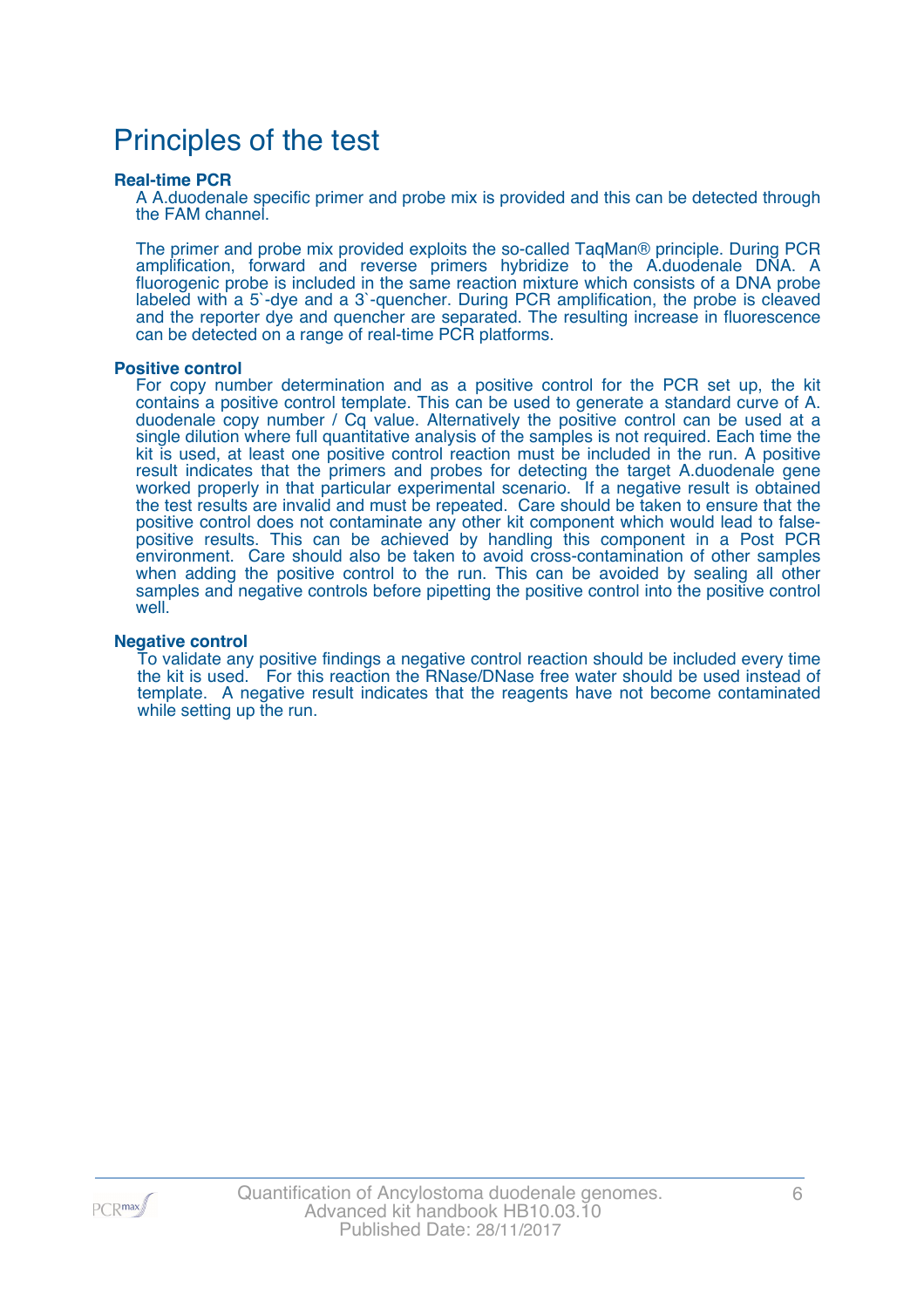# Principles of the test

### Real-time PCR

A A.duodenale specific primer and probe mix is provided and this can be detected through the FAM channel.

The primer and probe mix provided exploits the so-called TaqMan® principle. During PCR amplification, forward and reverse primers hybridize to the A.duodenale DNA. A fluorogenic probe is included in the same reaction mixture which consists of a DNA probe labeled with a 5`-dye and a 3`-quencher. During PCR amplification, the probe is cleaved and the reporter dye and quencher are separated. The resulting increase in fluorescence can be detected on a range of real-time PCR platforms.

### Positive control

For copy number determination and as a positive control for the PCR set up, the kit contains a positive control template. This can be used to generate a standard curve of A. duodenale copy number / Cq value. Alternatively the positive control can be used at a single dilution where full quantitative analysis of the samples is not required. Each time the kit is used, at least one positive control reaction must be included in the run. A positive result indicates that the primers and probes for detecting the target A.duodenale gene worked properly in that particular experimental scenario. If a negative result is obtained the test results are invalid and must be repeated. Care should be taken to ensure that the positive control does not contaminate any other kit component which would lead to false-positive results. This can be achieved by handling this component in a Post PCR environment. Care should also be taken to avoid cross-contamination of other samples when adding the positive control to the run. This can be avoided by sealing all other samples and negative controls before pipetting the positive control into the positive control well.

### Negative control

To validate any positive findings a negative control reaction should be included every time the kit is used. For this reaction the RNase/DNase free water should be used instead of template. A negative result indicates that the reagents have not become contaminated while setting up the run.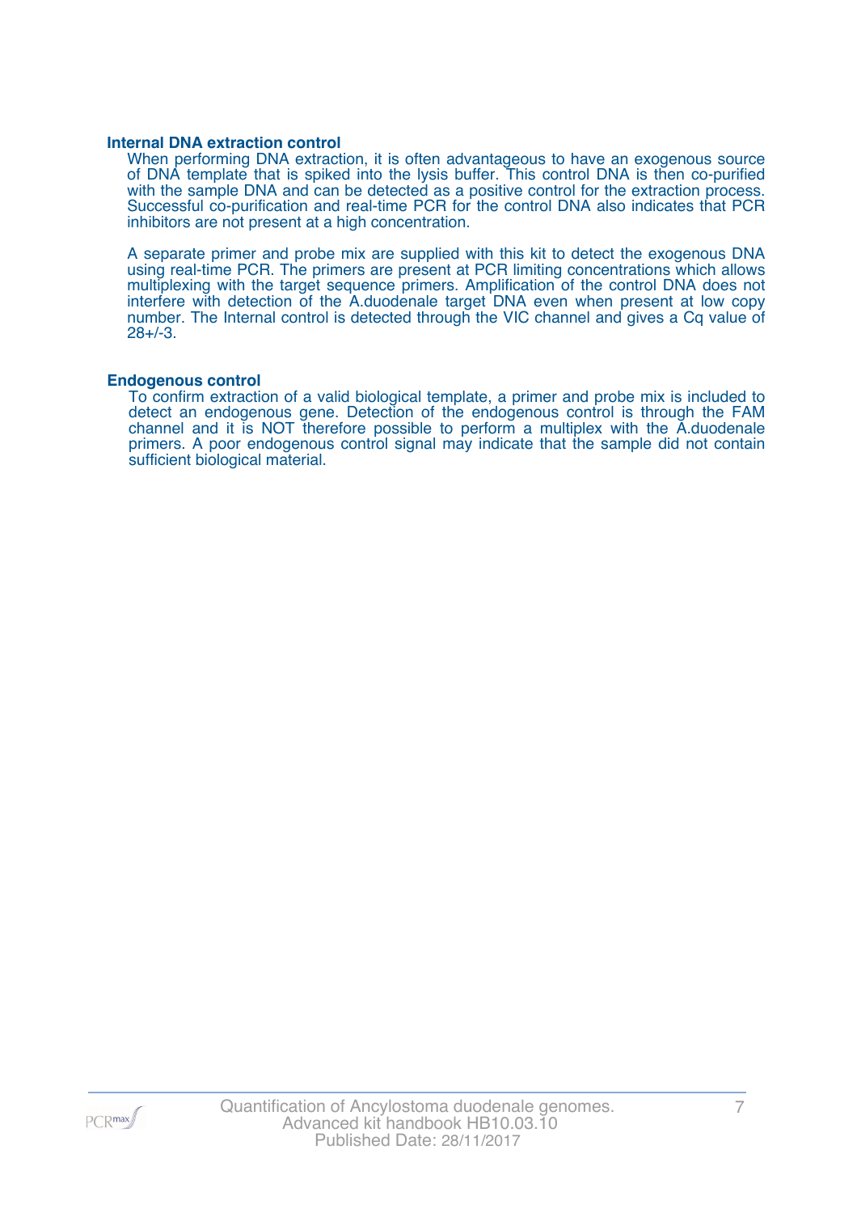### Internal DNA extraction control

When performing DNA extraction, it is often advantageous to have an exogenous source of DNA template that is spiked into the lysis buffer. This control DNA is then co-purified with the sample DNA and can be detected as a positive control for the extraction process. Successful co-purification and real-time PCR for the control DNA also indicates that PCR inhibitors are not present at a high concentration.

A separate primer and probe mix are supplied with this kit to detect the exogenous DNA using real-time PCR. The primers are present at PCR limiting concentrations which allows multiplexing with the target sequence primers. Amplification of the control DNA does not interfere with detection of the A.duodenale target DNA even when present at low copy number. The Internal control is detected through the VIC channel and gives a Cq value of 28+/-3.

### Endogenous control

To confirm extraction of a valid biological template, a primer and probe mix is included to detect an endogenous gene. Detection of the endogenous control is through the FAM channel and it is NOT therefore possible to perform a multiplex with the A.duodenale primers. A poor endogenous control signal may indicate that the sample did not contain sufficient biological material.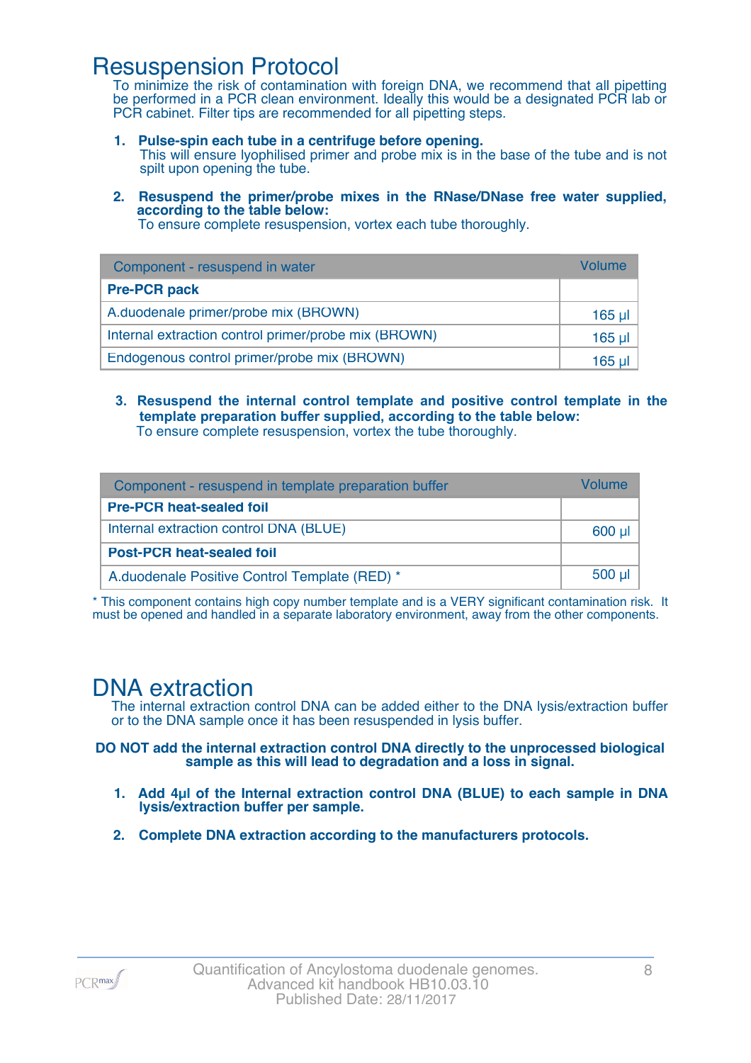# Resuspension Protocol

To minimize the risk of contamination with foreign DNA, we recommend that all pipetting be performed in a PCR clean environment. Ideally this would be a designated PCR lab or PCR cabinet. Filter tips are recommended for all pipetting steps.

1. **Pulse-spin each tube in a centrifuge before opening.**
   This will ensure lyophilised primer and probe mix is in the base of the tube and is not spilt upon opening the tube.

2. **Resuspend the primer/probe mixes in the RNase/DNase free water supplied, according to the table below:**
   To ensure complete resuspension, vortex each tube thoroughly.

| Component - resuspend in water | Volume |
|---|---|
| **Pre-PCR pack** | |
| A.duodenale primer/probe mix (BROWN) | 165 µl |
| Internal extraction control primer/probe mix (BROWN) | 165 µl |
| Endogenous control primer/probe mix (BROWN) | 165 µl |

3. **Resuspend the internal control template and positive control template in the template preparation buffer supplied, according to the table below:**
   To ensure complete resuspension, vortex the tube thoroughly.

| Component - resuspend in template preparation buffer | Volume |
|---|---|
| **Pre-PCR heat-sealed foil** | |
| Internal extraction control DNA (BLUE) | 600 µl |
| **Post-PCR heat-sealed foil** | |
| A.duodenale Positive Control Template (RED) * | 500 µl |

* This component contains high copy number template and is a VERY significant contamination risk. It must be opened and handled in a separate laboratory environment, away from the other components.

# DNA extraction

The internal extraction control DNA can be added either to the DNA lysis/extraction buffer or to the DNA sample once it has been resuspended in lysis buffer.

**DO NOT add the internal extraction control DNA directly to the unprocessed biological sample as this will lead to degradation and a loss in signal.**

1. **Add 4µl of the Internal extraction control DNA (BLUE) to each sample in DNA lysis/extraction buffer per sample.**

2. **Complete DNA extraction according to the manufacturers protocols.**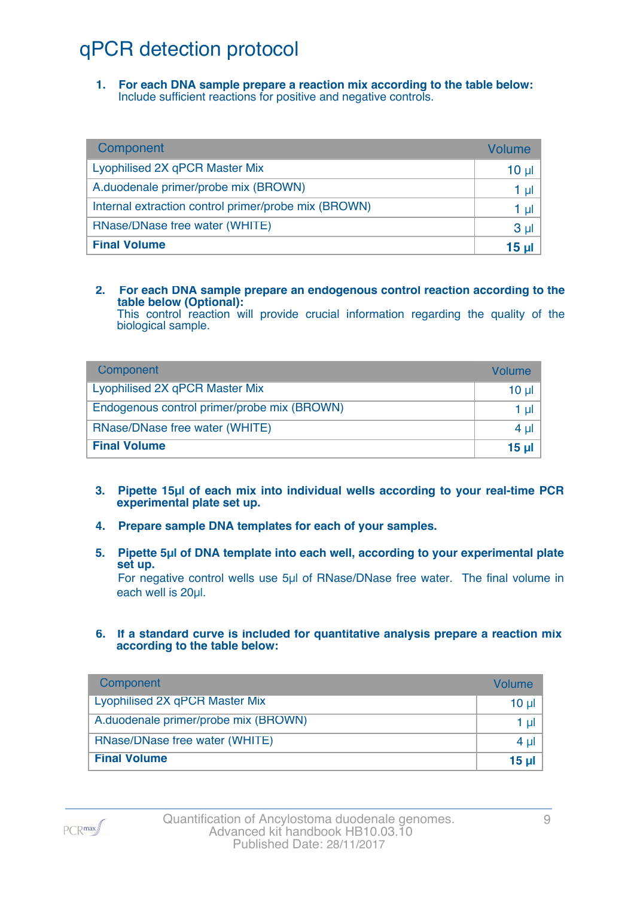# qPCR detection protocol

1. **For each DNA sample prepare a reaction mix according to the table below:**
   Include sufficient reactions for positive and negative controls.

| Component | Volume |
|---|---|
| Lyophilised 2X qPCR Master Mix | 10 µl |
| A.duodenale primer/probe mix (BROWN) | 1 µl |
| Internal extraction control primer/probe mix (BROWN) | 1 µl |
| RNase/DNase free water (WHITE) | 3 µl |
| **Final Volume** | **15 µl** |

2. **For each DNA sample prepare an endogenous control reaction according to the table below (Optional):**
   This control reaction will provide crucial information regarding the quality of the biological sample.

| Component | Volume |
|---|---|
| Lyophilised 2X qPCR Master Mix | 10 µl |
| Endogenous control primer/probe mix (BROWN) | 1 µl |
| RNase/DNase free water (WHITE) | 4 µl |
| **Final Volume** | **15 µl** |

3. **Pipette 15µl of each mix into individual wells according to your real-time PCR experimental plate set up.**

4. **Prepare sample DNA templates for each of your samples.**

5. **Pipette 5µl of DNA template into each well, according to your experimental plate set up.**
   For negative control wells use 5µl of RNase/DNase free water. The final volume in each well is 20µl.

6. **If a standard curve is included for quantitative analysis prepare a reaction mix according to the table below:**

| Component | Volume |
|---|---|
| Lyophilised 2X qPCR Master Mix | 10 µl |
| A.duodenale primer/probe mix (BROWN) | 1 µl |
| RNase/DNase free water (WHITE) | 4 µl |
| **Final Volume** | **15 µl** |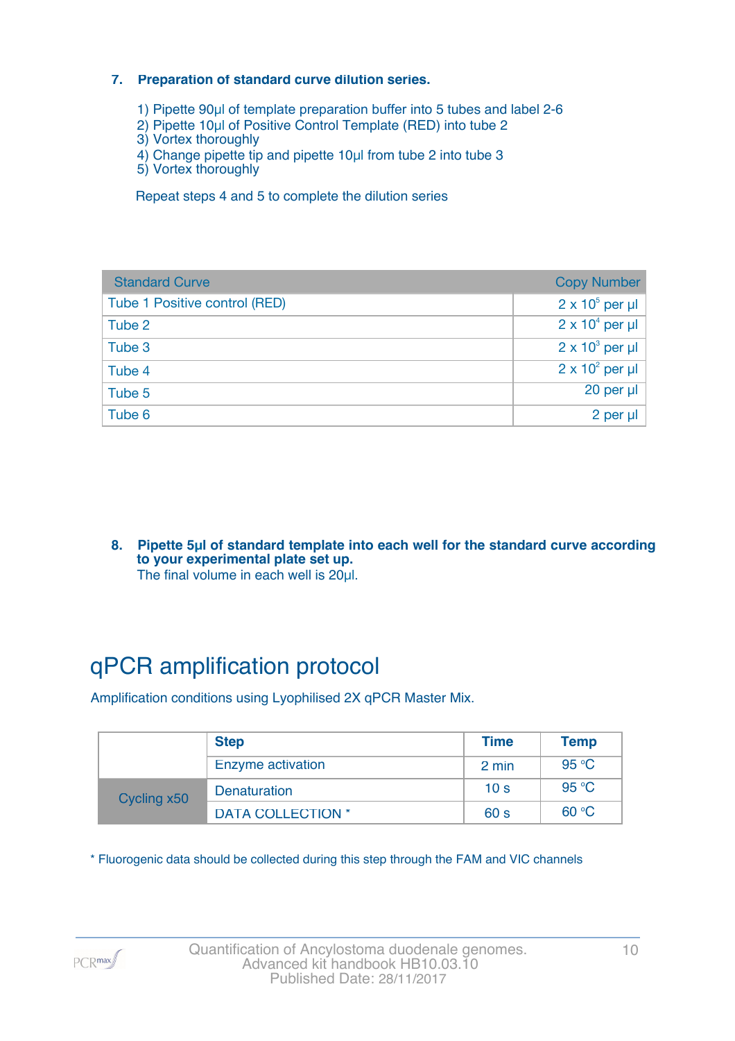**7. Preparation of standard curve dilution series.**

1) Pipette 90µl of template preparation buffer into 5 tubes and label 2-6
2) Pipette 10µl of Positive Control Template (RED) into tube 2
3) Vortex thoroughly
4) Change pipette tip and pipette 10µl from tube 2 into tube 3
5) Vortex thoroughly

Repeat steps 4 and 5 to complete the dilution series

| Standard Curve | Copy Number |
|---|---|
| Tube 1 Positive control (RED) | $2 \times 10^5$ per µl |
| Tube 2 | $2 \times 10^4$ per µl |
| Tube 3 | $2 \times 10^3$ per µl |
| Tube 4 | $2 \times 10^2$ per µl |
| Tube 5 | 20 per µl |
| Tube 6 | 2 per µl |

**8. Pipette 5µl of standard template into each well for the standard curve according to your experimental plate set up.**

The final volume in each well is 20µl.

# qPCR amplification protocol

Amplification conditions using Lyophilised 2X qPCR Master Mix.

| | Step | Time | Temp |
|---|---|---|---|
| | Enzyme activation | 2 min | 95 °C |
| Cycling x50 | Denaturation | 10 s | 95 °C |
| | DATA COLLECTION * | 60 s | 60 °C |

* Fluorogenic data should be collected during this step through the FAM and VIC channels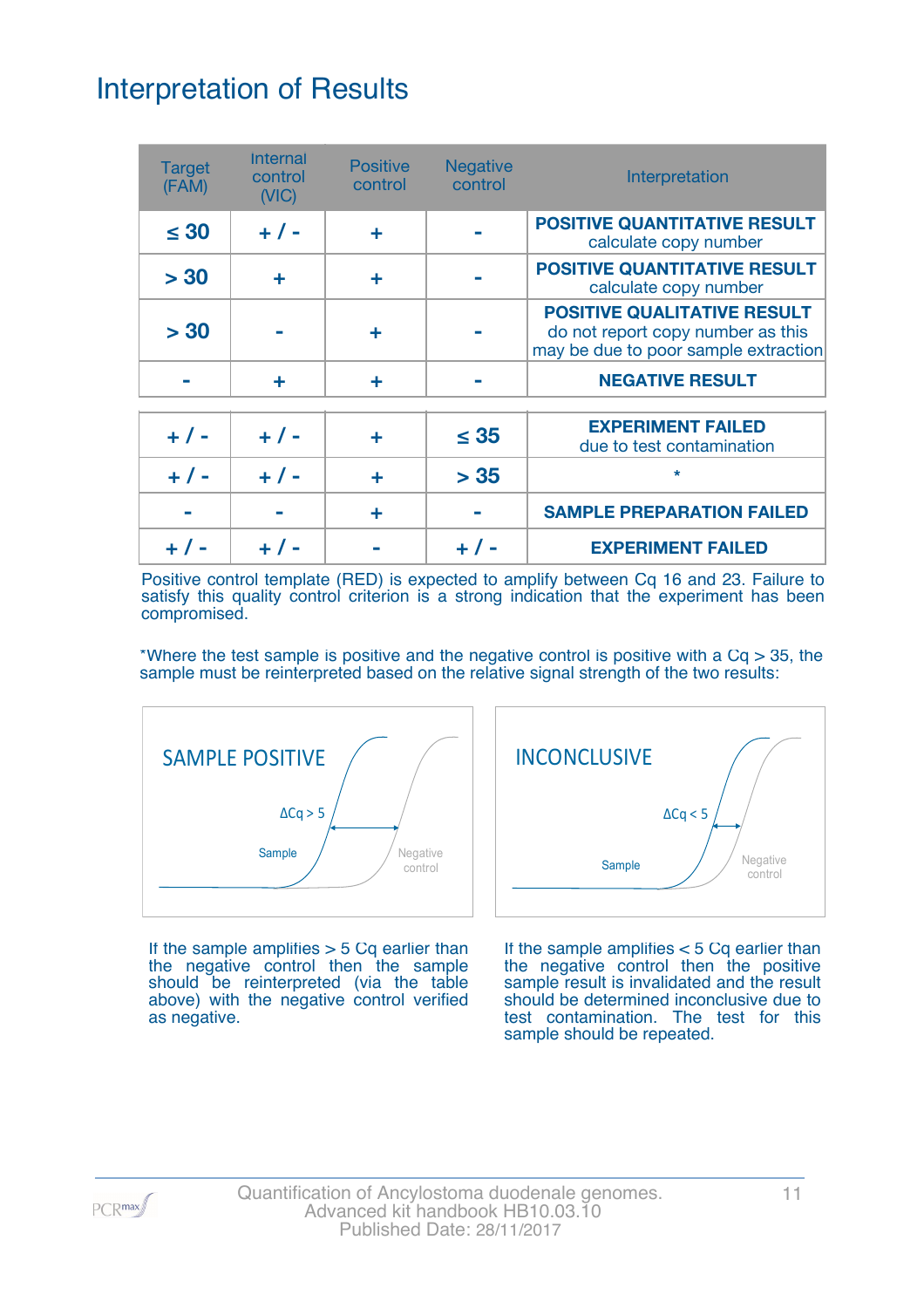# Interpretation of Results

| Target (FAM) | Internal control (VIC) | Positive control | Negative control | Interpretation |
|---|---|---|---|---|
| ≤ 30 | + / - | + | - | **POSITIVE QUANTITATIVE RESULT** calculate copy number |
| > 30 | + | + | - | **POSITIVE QUANTITATIVE RESULT** calculate copy number |
| > 30 | - | + | - | **POSITIVE QUALITATIVE RESULT** do not report copy number as this may be due to poor sample extraction |
| - | + | + | - | **NEGATIVE RESULT** |
| + / - | + / - | + | ≤ 35 | **EXPERIMENT FAILED** due to test contamination |
| + / - | + / - | + | > 35 | * |
| - | - | + | - | **SAMPLE PREPARATION FAILED** |
| + / - | + / - | - | + / - | **EXPERIMENT FAILED** |

Positive control template (RED) is expected to amplify between Cq 16 and 23. Failure to satisfy this quality control criterion is a strong indication that the experiment has been compromised.

*Where the test sample is positive and the negative control is positive with a Cq > 35, the sample must be reinterpreted based on the relative signal strength of the two results:

SAMPLE POSITIVE

ΔCq > 5

Sample

Negative control

INCONCLUSIVE

ΔCq < 5

Sample

Negative control

If the sample amplifies > 5 Cq earlier than the negative control then the sample should be reinterpreted (via the table above) with the negative control verified as negative.

If the sample amplifies < 5 Cq earlier than the negative control then the positive sample result is invalidated and the result should be determined inconclusive due to test contamination. The test for this sample should be repeated.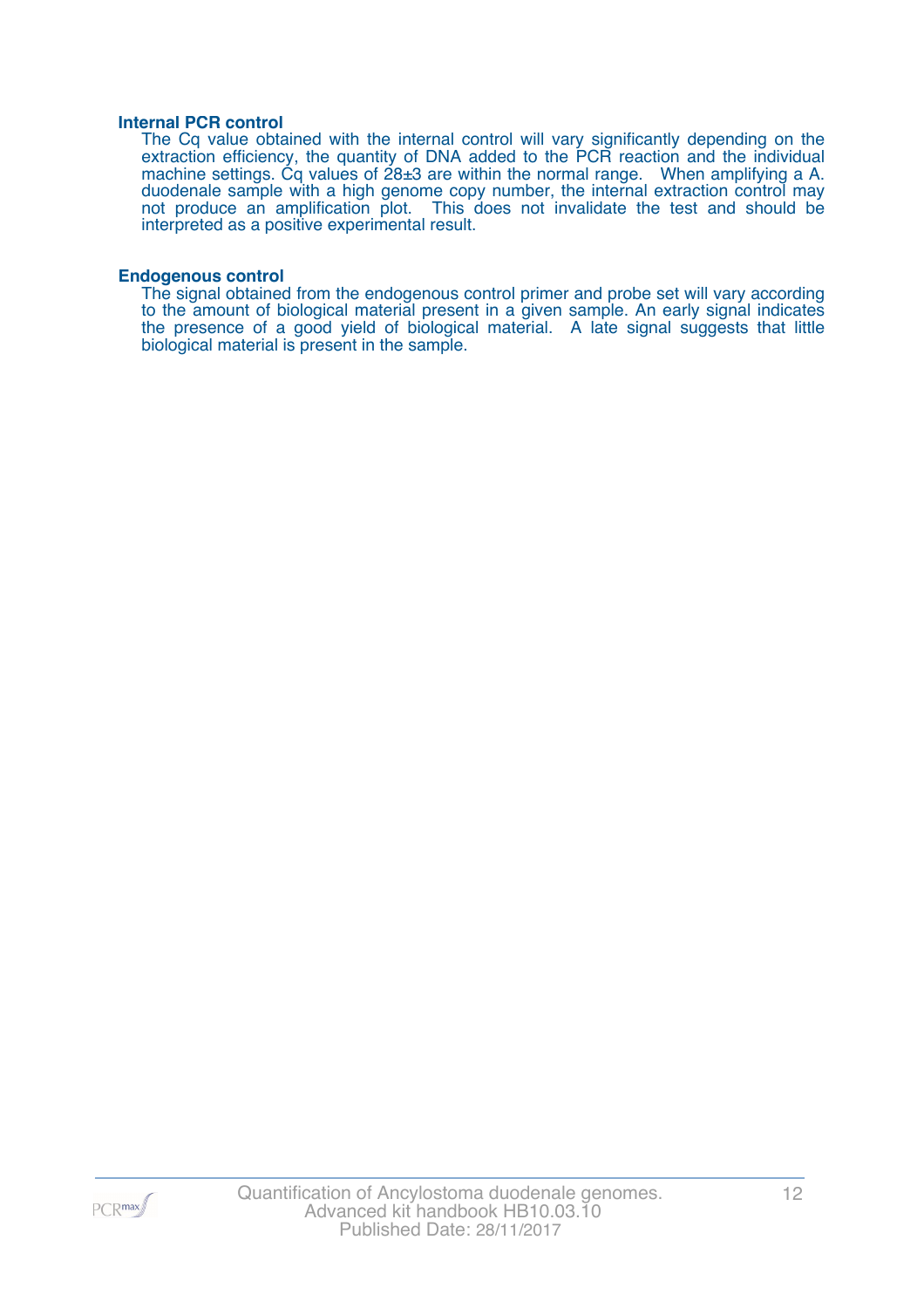**Internal PCR control**

The Cq value obtained with the internal control will vary significantly depending on the extraction efficiency, the quantity of DNA added to the PCR reaction and the individual machine settings. Cq values of 28±3 are within the normal range. When amplifying a A. duodenale sample with a high genome copy number, the internal extraction control may not produce an amplification plot. This does not invalidate the test and should be interpreted as a positive experimental result.

**Endogenous control**

The signal obtained from the endogenous control primer and probe set will vary according to the amount of biological material present in a given sample. An early signal indicates the presence of a good yield of biological material. A late signal suggests that little biological material is present in the sample.